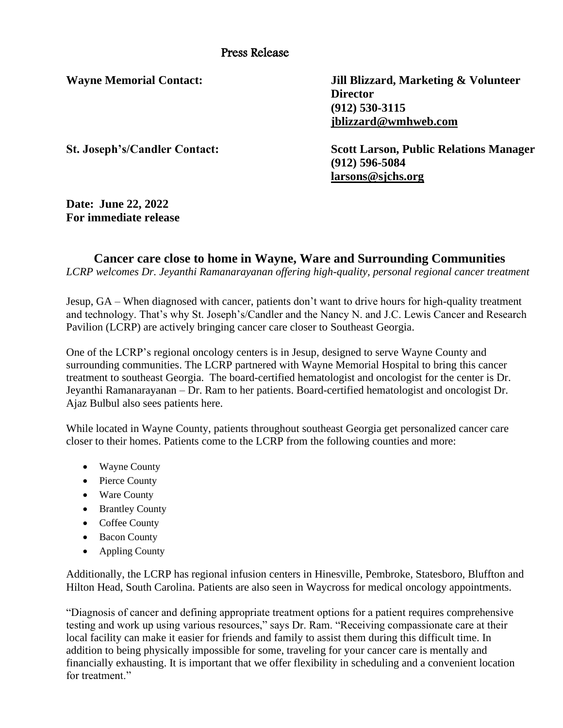Press Release

**Wayne Memorial Contact:** **Jill Blizzard, Marketing & Volunteer Director**
**(912) 530-3115**
**jblizzard@wmhweb.com**

**St. Joseph's/Candler Contact:** **Scott Larson, Public Relations Manager**
**(912) 596-5084**
**larsons@sjchs.org**

**Date: June 22, 2022**
**For immediate release**

## Cancer care close to home in Wayne, Ware and Surrounding Communities

*LCRP welcomes Dr. Jeyanthi Ramanarayanan offering high-quality, personal regional cancer treatment*

Jesup, GA – When diagnosed with cancer, patients don't want to drive hours for high-quality treatment and technology. That's why St. Joseph's/Candler and the Nancy N. and J.C. Lewis Cancer and Research Pavilion (LCRP) are actively bringing cancer care closer to Southeast Georgia.

One of the LCRP's regional oncology centers is in Jesup, designed to serve Wayne County and surrounding communities. The LCRP partnered with Wayne Memorial Hospital to bring this cancer treatment to southeast Georgia. The board-certified hematologist and oncologist for the center is Dr. Jeyanthi Ramanarayanan – Dr. Ram to her patients. Board-certified hematologist and oncologist Dr. Ajaz Bulbul also sees patients here.

While located in Wayne County, patients throughout southeast Georgia get personalized cancer care closer to their homes. Patients come to the LCRP from the following counties and more:

- Wayne County
- Pierce County
- Ware County
- Brantley County
- Coffee County
- Bacon County
- Appling County

Additionally, the LCRP has regional infusion centers in Hinesville, Pembroke, Statesboro, Bluffton and Hilton Head, South Carolina. Patients are also seen in Waycross for medical oncology appointments.

"Diagnosis of cancer and defining appropriate treatment options for a patient requires comprehensive testing and work up using various resources," says Dr. Ram. "Receiving compassionate care at their local facility can make it easier for friends and family to assist them during this difficult time. In addition to being physically impossible for some, traveling for your cancer care is mentally and financially exhausting. It is important that we offer flexibility in scheduling and a convenient location for treatment."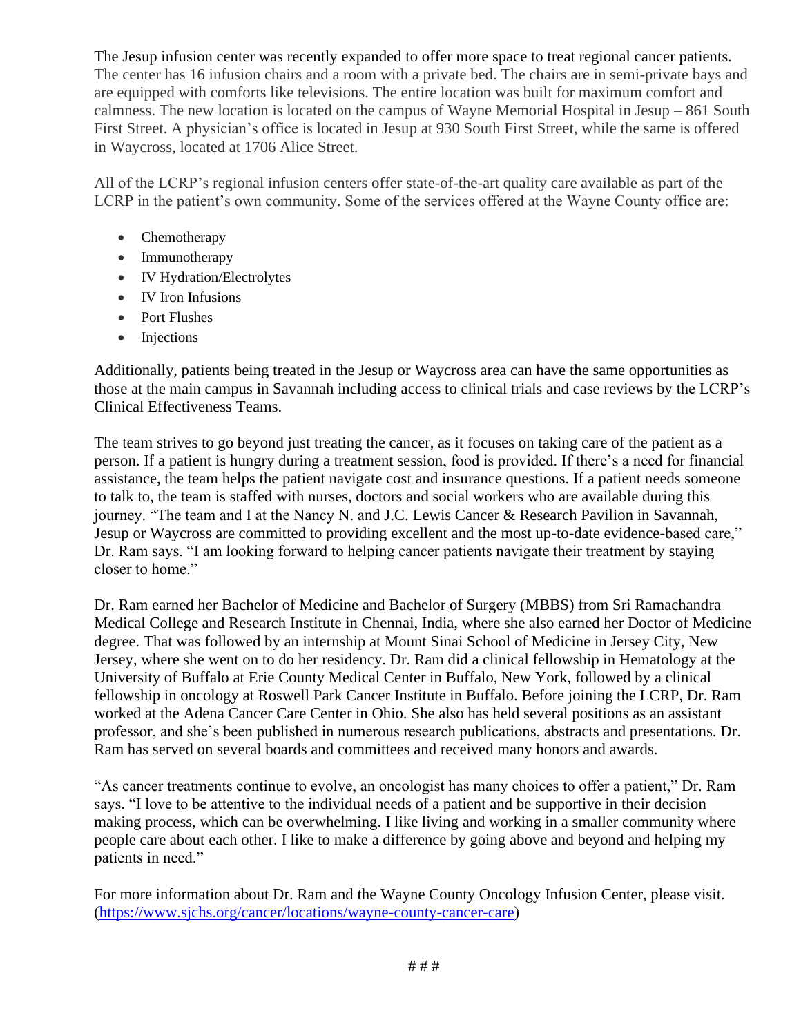The Jesup infusion center was recently expanded to offer more space to treat regional cancer patients. The center has 16 infusion chairs and a room with a private bed. The chairs are in semi-private bays and are equipped with comforts like televisions. The entire location was built for maximum comfort and calmness. The new location is located on the campus of Wayne Memorial Hospital in Jesup – 861 South First Street. A physician's office is located in Jesup at 930 South First Street, while the same is offered in Waycross, located at 1706 Alice Street.

All of the LCRP's regional infusion centers offer state-of-the-art quality care available as part of the LCRP in the patient's own community. Some of the services offered at the Wayne County office are:

- Chemotherapy
- Immunotherapy
- IV Hydration/Electrolytes
- IV Iron Infusions
- Port Flushes
- Injections

Additionally, patients being treated in the Jesup or Waycross area can have the same opportunities as those at the main campus in Savannah including access to clinical trials and case reviews by the LCRP's Clinical Effectiveness Teams.

The team strives to go beyond just treating the cancer, as it focuses on taking care of the patient as a person. If a patient is hungry during a treatment session, food is provided. If there's a need for financial assistance, the team helps the patient navigate cost and insurance questions. If a patient needs someone to talk to, the team is staffed with nurses, doctors and social workers who are available during this journey. "The team and I at the Nancy N. and J.C. Lewis Cancer & Research Pavilion in Savannah, Jesup or Waycross are committed to providing excellent and the most up-to-date evidence-based care," Dr. Ram says. "I am looking forward to helping cancer patients navigate their treatment by staying closer to home."

Dr. Ram earned her Bachelor of Medicine and Bachelor of Surgery (MBBS) from Sri Ramachandra Medical College and Research Institute in Chennai, India, where she also earned her Doctor of Medicine degree. That was followed by an internship at Mount Sinai School of Medicine in Jersey City, New Jersey, where she went on to do her residency. Dr. Ram did a clinical fellowship in Hematology at the University of Buffalo at Erie County Medical Center in Buffalo, New York, followed by a clinical fellowship in oncology at Roswell Park Cancer Institute in Buffalo. Before joining the LCRP, Dr. Ram worked at the Adena Cancer Care Center in Ohio. She also has held several positions as an assistant professor, and she's been published in numerous research publications, abstracts and presentations. Dr. Ram has served on several boards and committees and received many honors and awards.

"As cancer treatments continue to evolve, an oncologist has many choices to offer a patient," Dr. Ram says. "I love to be attentive to the individual needs of a patient and be supportive in their decision making process, which can be overwhelming. I like living and working in a smaller community where people care about each other. I like to make a difference by going above and beyond and helping my patients in need."

For more information about Dr. Ram and the Wayne County Oncology Infusion Center, please visit. (https://www.sjchs.org/cancer/locations/wayne-county-cancer-care)

# # #